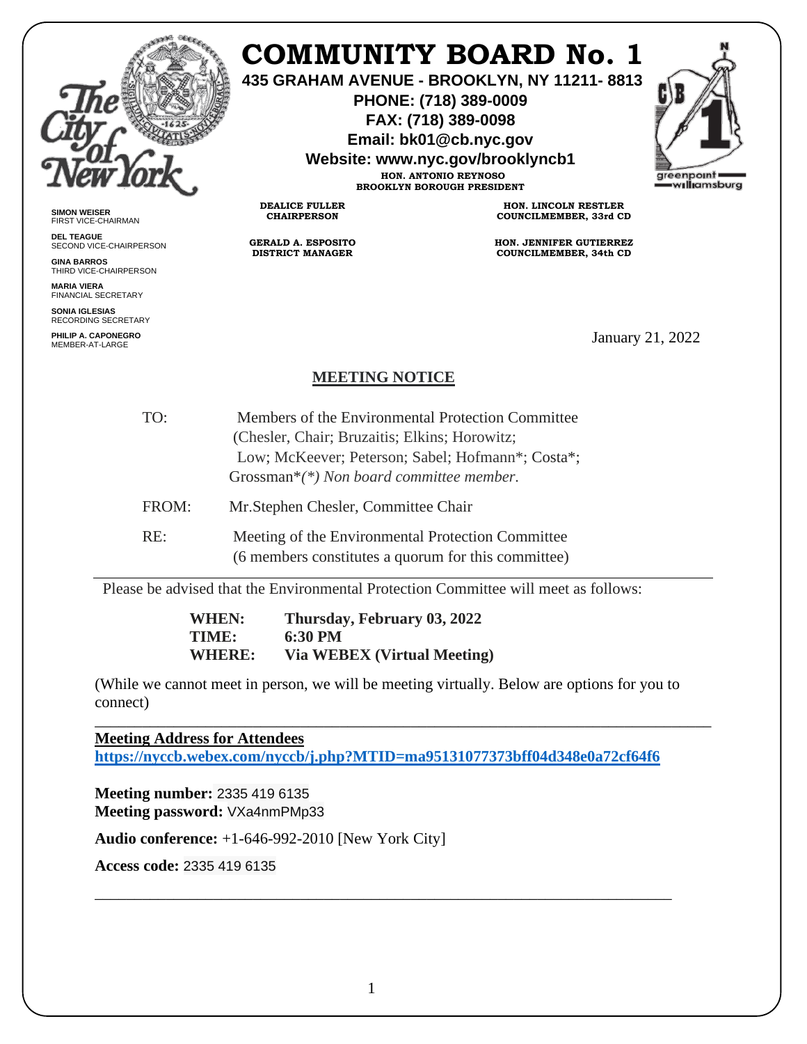# COMMUNITY BOARD No. 1

**435 GRAHAM AVENUE - BROOKLYN, NY 11211- 8813**
**PHONE: (718) 389-0009**
**FAX: (718) 389-0098**
**Email: bk01@cb.nyc.gov**
**Website: www.nyc.gov/brooklyncb1**

**HON. ANTONIO REYNOSO**
**BROOKLYN BOROUGH PRESIDENT**

**DEALICE FULLER**
**CHAIRPERSON**

**GERALD A. ESPOSITO**
**DISTRICT MANAGER**

**HON. LINCOLN RESTLER**
**COUNCILMEMBER, 33rd CD**

**HON. JENNIFER GUTIERREZ**
**COUNCILMEMBER, 34th CD**

**SIMON WEISER**
FIRST VICE-CHAIRMAN

**DEL TEAGUE**
SECOND VICE-CHAIRPERSON

**GINA BARROS**
THIRD VICE-CHAIRPERSON

**MARIA VIERA**
FINANCIAL SECRETARY

**SONIA IGLESIAS**
RECORDING SECRETARY

**PHILIP A. CAPONEGRO**
MEMBER-AT-LARGE

January 21, 2022

## MEETING NOTICE

TO: Members of the Environmental Protection Committee (Chesler, Chair; Bruzaitis; Elkins; Horowitz; Low; McKeever; Peterson; Sabel; Hofmann*; Costa*; Grossman**(*) Non board committee member.*

FROM: Mr.Stephen Chesler, Committee Chair

RE: Meeting of the Environmental Protection Committee (6 members constitutes a quorum for this committee)

---

Please be advised that the Environmental Protection Committee will meet as follows:

**WHEN:** **Thursday, February 03, 2022**
**TIME:** **6:30 PM**
**WHERE:** **Via WEBEX (Virtual Meeting)**

(While we cannot meet in person, we will be meeting virtually. Below are options for you to connect)

---

**Meeting Address for Attendees**
**https://nyccb.webex.com/nyccb/j.php?MTID=ma95131077373bff04d348e0a72cf64f6**

**Meeting number:** 2335 419 6135
**Meeting password:** VXa4nmPMp33

**Audio conference:** +1-646-992-2010 [New York City]

**Access code:** 2335 419 6135

---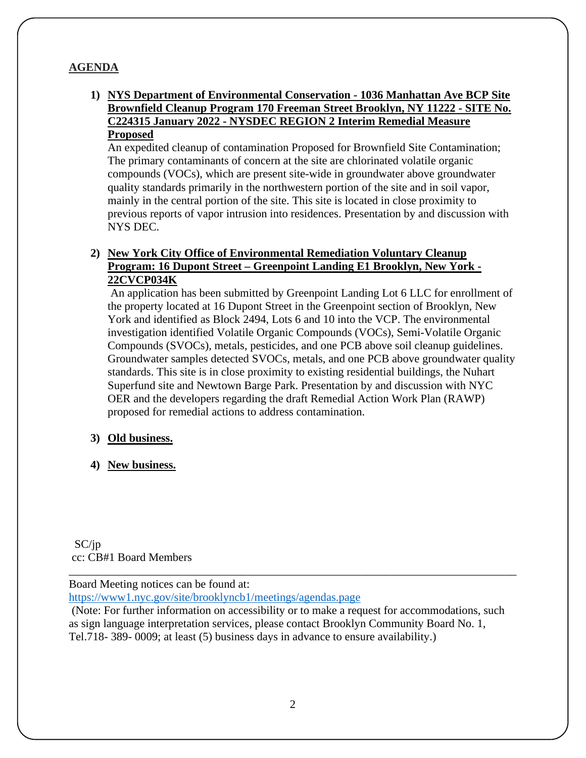## AGENDA

1) **NYS Department of Environmental Conservation - 1036 Manhattan Ave BCP Site Brownfield Cleanup Program 170 Freeman Street Brooklyn, NY 11222 - SITE No. C224315 January 2022 - NYSDEC REGION 2 Interim Remedial Measure Proposed**

   An expedited cleanup of contamination Proposed for Brownfield Site Contamination; The primary contaminants of concern at the site are chlorinated volatile organic compounds (VOCs), which are present site-wide in groundwater above groundwater quality standards primarily in the northwestern portion of the site and in soil vapor, mainly in the central portion of the site. This site is located in close proximity to previous reports of vapor intrusion into residences. Presentation by and discussion with NYS DEC.

2) **New York City Office of Environmental Remediation Voluntary Cleanup Program: 16 Dupont Street – Greenpoint Landing E1 Brooklyn, New York - 22CVCP034K**

   An application has been submitted by Greenpoint Landing Lot 6 LLC for enrollment of the property located at 16 Dupont Street in the Greenpoint section of Brooklyn, New York and identified as Block 2494, Lots 6 and 10 into the VCP. The environmental investigation identified Volatile Organic Compounds (VOCs), Semi-Volatile Organic Compounds (SVOCs), metals, pesticides, and one PCB above soil cleanup guidelines. Groundwater samples detected SVOCs, metals, and one PCB above groundwater quality standards. This site is in close proximity to existing residential buildings, the Nuhart Superfund site and Newtown Barge Park. Presentation by and discussion with NYC OER and the developers regarding the draft Remedial Action Work Plan (RAWP) proposed for remedial actions to address contamination.

3) **Old business.**

4) **New business.**

SC/jp
cc: CB#1 Board Members

---

Board Meeting notices can be found at:
https://www1.nyc.gov/site/brooklyncb1/meetings/agendas.page
(Note: For further information on accessibility or to make a request for accommodations, such as sign language interpretation services, please contact Brooklyn Community Board No. 1, Tel.718- 389- 0009; at least (5) business days in advance to ensure availability.)